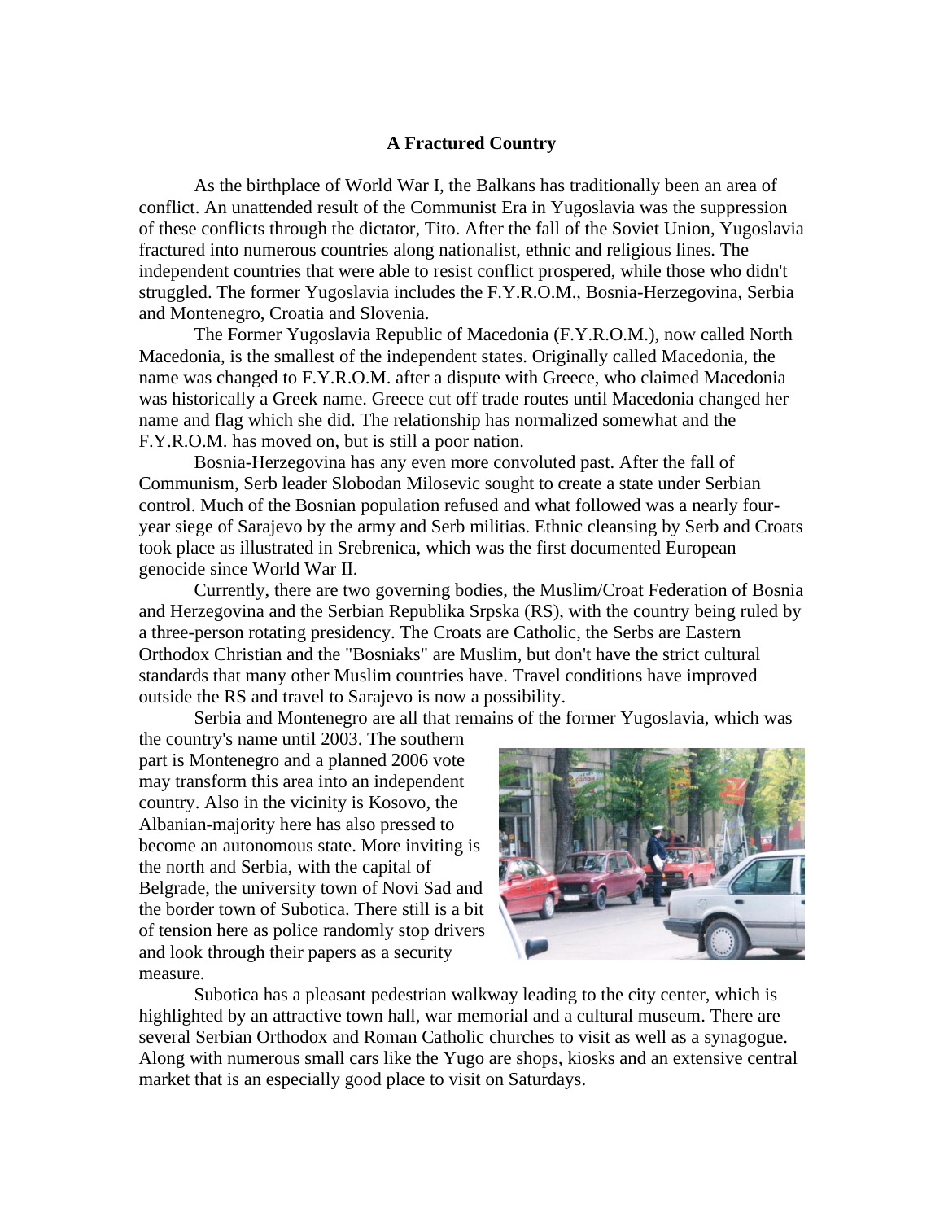# A Fractured Country

As the birthplace of World War I, the Balkans has traditionally been an area of conflict. An unattended result of the Communist Era in Yugoslavia was the suppression of these conflicts through the dictator, Tito. After the fall of the Soviet Union, Yugoslavia fractured into numerous countries along nationalist, ethnic and religious lines. The independent countries that were able to resist conflict prospered, while those who didn't struggled. The former Yugoslavia includes the F.Y.R.O.M., Bosnia-Herzegovina, Serbia and Montenegro, Croatia and Slovenia.

The Former Yugoslavia Republic of Macedonia (F.Y.R.O.M.), now called North Macedonia, is the smallest of the independent states. Originally called Macedonia, the name was changed to F.Y.R.O.M. after a dispute with Greece, who claimed Macedonia was historically a Greek name. Greece cut off trade routes until Macedonia changed her name and flag which she did. The relationship has normalized somewhat and the F.Y.R.O.M. has moved on, but is still a poor nation.

Bosnia-Herzegovina has any even more convoluted past. After the fall of Communism, Serb leader Slobodan Milosevic sought to create a state under Serbian control. Much of the Bosnian population refused and what followed was a nearly four-year siege of Sarajevo by the army and Serb militias. Ethnic cleansing by Serb and Croats took place as illustrated in Srebrenica, which was the first documented European genocide since World War II.

Currently, there are two governing bodies, the Muslim/Croat Federation of Bosnia and Herzegovina and the Serbian Republika Srpska (RS), with the country being ruled by a three-person rotating presidency. The Croats are Catholic, the Serbs are Eastern Orthodox Christian and the "Bosniaks" are Muslim, but don't have the strict cultural standards that many other Muslim countries have. Travel conditions have improved outside the RS and travel to Sarajevo is now a possibility.

Serbia and Montenegro are all that remains of the former Yugoslavia, which was the country's name until 2003. The southern part is Montenegro and a planned 2006 vote may transform this area into an independent country. Also in the vicinity is Kosovo, the Albanian-majority here has also pressed to become an autonomous state. More inviting is the north and Serbia, with the capital of Belgrade, the university town of Novi Sad and the border town of Subotica. There still is a bit of tension here as police randomly stop drivers and look through their papers as a security measure.

Subotica has a pleasant pedestrian walkway leading to the city center, which is highlighted by an attractive town hall, war memorial and a cultural museum. There are several Serbian Orthodox and Roman Catholic churches to visit as well as a synagogue. Along with numerous small cars like the Yugo are shops, kiosks and an extensive central market that is an especially good place to visit on Saturdays.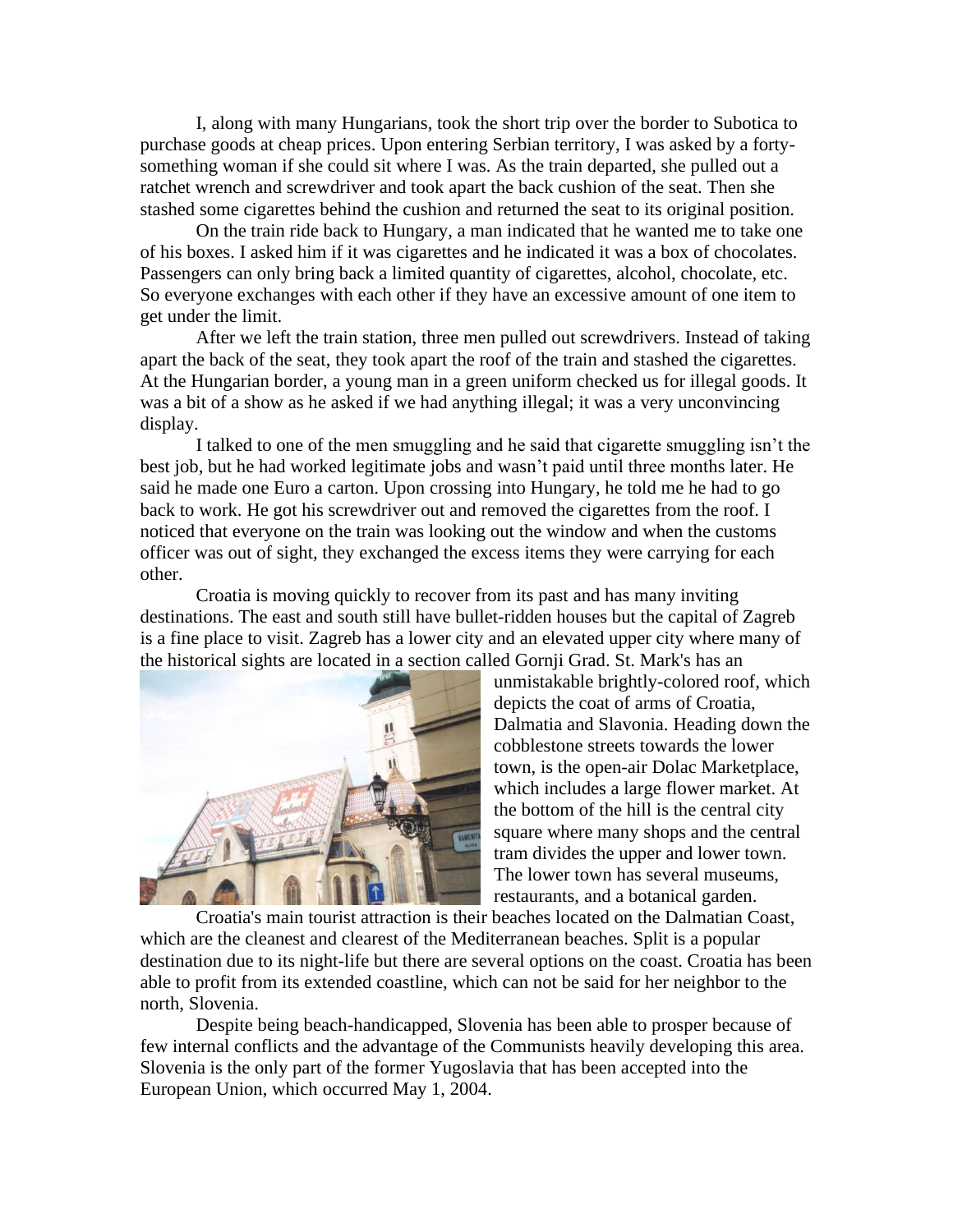I, along with many Hungarians, took the short trip over the border to Subotica to purchase goods at cheap prices. Upon entering Serbian territory, I was asked by a forty-something woman if she could sit where I was. As the train departed, she pulled out a ratchet wrench and screwdriver and took apart the back cushion of the seat. Then she stashed some cigarettes behind the cushion and returned the seat to its original position.

On the train ride back to Hungary, a man indicated that he wanted me to take one of his boxes. I asked him if it was cigarettes and he indicated it was a box of chocolates. Passengers can only bring back a limited quantity of cigarettes, alcohol, chocolate, etc. So everyone exchanges with each other if they have an excessive amount of one item to get under the limit.

After we left the train station, three men pulled out screwdrivers. Instead of taking apart the back of the seat, they took apart the roof of the train and stashed the cigarettes. At the Hungarian border, a young man in a green uniform checked us for illegal goods. It was a bit of a show as he asked if we had anything illegal; it was a very unconvincing display.

I talked to one of the men smuggling and he said that cigarette smuggling isn't the best job, but he had worked legitimate jobs and wasn't paid until three months later. He said he made one Euro a carton. Upon crossing into Hungary, he told me he had to go back to work. He got his screwdriver out and removed the cigarettes from the roof. I noticed that everyone on the train was looking out the window and when the customs officer was out of sight, they exchanged the excess items they were carrying for each other.

Croatia is moving quickly to recover from its past and has many inviting destinations. The east and south still have bullet-ridden houses but the capital of Zagreb is a fine place to visit. Zagreb has a lower city and an elevated upper city where many of the historical sights are located in a section called Gornji Grad. St. Mark's has an unmistakable brightly-colored roof, which depicts the coat of arms of Croatia, Dalmatia and Slavonia. Heading down the cobblestone streets towards the lower town, is the open-air Dolac Marketplace, which includes a large flower market. At the bottom of the hill is the central city square where many shops and the central tram divides the upper and lower town. The lower town has several museums, restaurants, and a botanical garden.

Croatia's main tourist attraction is their beaches located on the Dalmatian Coast, which are the cleanest and clearest of the Mediterranean beaches. Split is a popular destination due to its night-life but there are several options on the coast. Croatia has been able to profit from its extended coastline, which can not be said for her neighbor to the north, Slovenia.

Despite being beach-handicapped, Slovenia has been able to prosper because of few internal conflicts and the advantage of the Communists heavily developing this area. Slovenia is the only part of the former Yugoslavia that has been accepted into the European Union, which occurred May 1, 2004.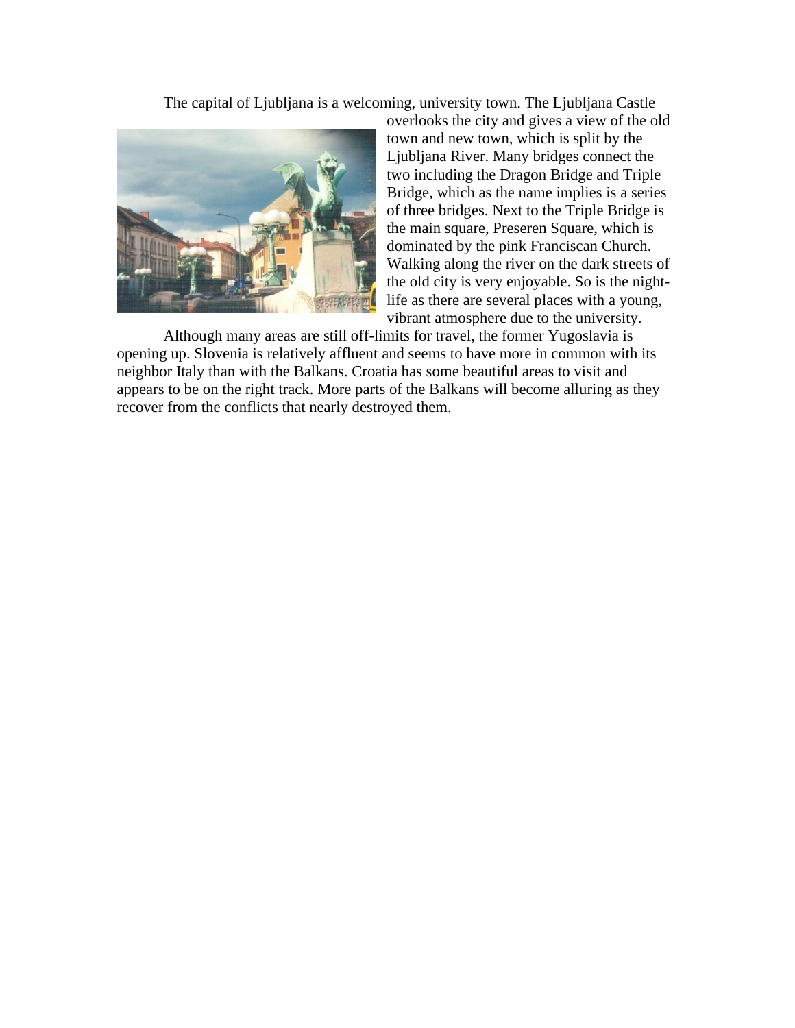The capital of Ljubljana is a welcoming, university town. The Ljubljana Castle overlooks the city and gives a view of the old town and new town, which is split by the Ljubljana River. Many bridges connect the two including the Dragon Bridge and Triple Bridge, which as the name implies is a series of three bridges. Next to the Triple Bridge is the main square, Preseren Square, which is dominated by the pink Franciscan Church. Walking along the river on the dark streets of the old city is very enjoyable. So is the night-life as there are several places with a young, vibrant atmosphere due to the university.

Although many areas are still off-limits for travel, the former Yugoslavia is opening up. Slovenia is relatively affluent and seems to have more in common with its neighbor Italy than with the Balkans. Croatia has some beautiful areas to visit and appears to be on the right track. More parts of the Balkans will become alluring as they recover from the conflicts that nearly destroyed them.